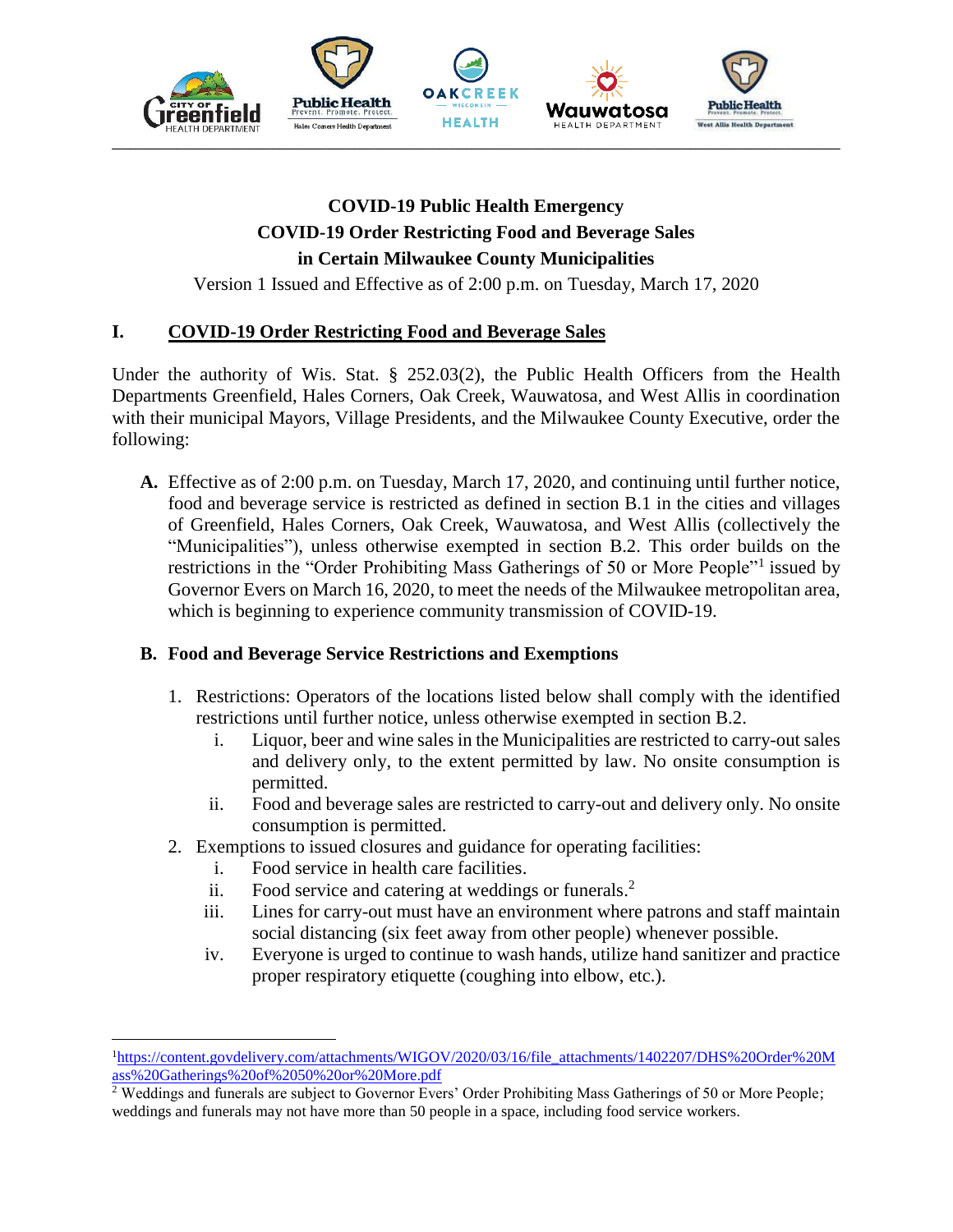**COVID-19 Public Health Emergency**
**COVID-19 Order Restricting Food and Beverage Sales**
**in Certain Milwaukee County Municipalities**

Version 1 Issued and Effective as of 2:00 p.m. on Tuesday, March 17, 2020

## I. COVID-19 Order Restricting Food and Beverage Sales

Under the authority of Wis. Stat. § 252.03(2), the Public Health Officers from the Health Departments Greenfield, Hales Corners, Oak Creek, Wauwatosa, and West Allis in coordination with their municipal Mayors, Village Presidents, and the Milwaukee County Executive, order the following:

**A.** Effective as of 2:00 p.m. on Tuesday, March 17, 2020, and continuing until further notice, food and beverage service is restricted as defined in section B.1 in the cities and villages of Greenfield, Hales Corners, Oak Creek, Wauwatosa, and West Allis (collectively the "Municipalities"), unless otherwise exempted in section B.2. This order builds on the restrictions in the "Order Prohibiting Mass Gatherings of 50 or More People"[1] issued by Governor Evers on March 16, 2020, to meet the needs of the Milwaukee metropolitan area, which is beginning to experience community transmission of COVID-19.

**B. Food and Beverage Service Restrictions and Exemptions**

1. Restrictions: Operators of the locations listed below shall comply with the identified restrictions until further notice, unless otherwise exempted in section B.2.
   i. Liquor, beer and wine sales in the Municipalities are restricted to carry-out sales and delivery only, to the extent permitted by law. No onsite consumption is permitted.
   ii. Food and beverage sales are restricted to carry-out and delivery only. No onsite consumption is permitted.
2. Exemptions to issued closures and guidance for operating facilities:
   i. Food service in health care facilities.
   ii. Food service and catering at weddings or funerals.[2]
   iii. Lines for carry-out must have an environment where patrons and staff maintain social distancing (six feet away from other people) whenever possible.
   iv. Everyone is urged to continue to wash hands, utilize hand sanitizer and practice proper respiratory etiquette (coughing into elbow, etc.).

---

[1] https://content.govdelivery.com/attachments/WIGOV/2020/03/16/file_attachments/1402207/DHS%20Order%20Mass%20Gatherings%20of%2050%20or%20More.pdf

[2] Weddings and funerals are subject to Governor Evers' Order Prohibiting Mass Gatherings of 50 or More People; weddings and funerals may not have more than 50 people in a space, including food service workers.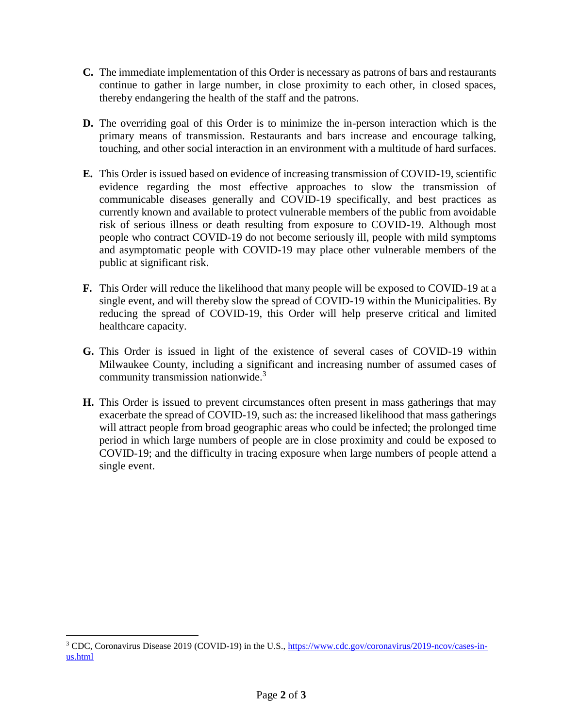**C.** The immediate implementation of this Order is necessary as patrons of bars and restaurants continue to gather in large number, in close proximity to each other, in closed spaces, thereby endangering the health of the staff and the patrons.

**D.** The overriding goal of this Order is to minimize the in-person interaction which is the primary means of transmission. Restaurants and bars increase and encourage talking, touching, and other social interaction in an environment with a multitude of hard surfaces.

**E.** This Order is issued based on evidence of increasing transmission of COVID-19, scientific evidence regarding the most effective approaches to slow the transmission of communicable diseases generally and COVID-19 specifically, and best practices as currently known and available to protect vulnerable members of the public from avoidable risk of serious illness or death resulting from exposure to COVID-19. Although most people who contract COVID-19 do not become seriously ill, people with mild symptoms and asymptomatic people with COVID-19 may place other vulnerable members of the public at significant risk.

**F.** This Order will reduce the likelihood that many people will be exposed to COVID-19 at a single event, and will thereby slow the spread of COVID-19 within the Municipalities. By reducing the spread of COVID-19, this Order will help preserve critical and limited healthcare capacity.

**G.** This Order is issued in light of the existence of several cases of COVID-19 within Milwaukee County, including a significant and increasing number of assumed cases of community transmission nationwide.[3]

**H.** This Order is issued to prevent circumstances often present in mass gatherings that may exacerbate the spread of COVID-19, such as: the increased likelihood that mass gatherings will attract people from broad geographic areas who could be infected; the prolonged time period in which large numbers of people are in close proximity and could be exposed to COVID-19; and the difficulty in tracing exposure when large numbers of people attend a single event.

---

[3] CDC, Coronavirus Disease 2019 (COVID-19) in the U.S., https://www.cdc.gov/coronavirus/2019-ncov/cases-in-us.html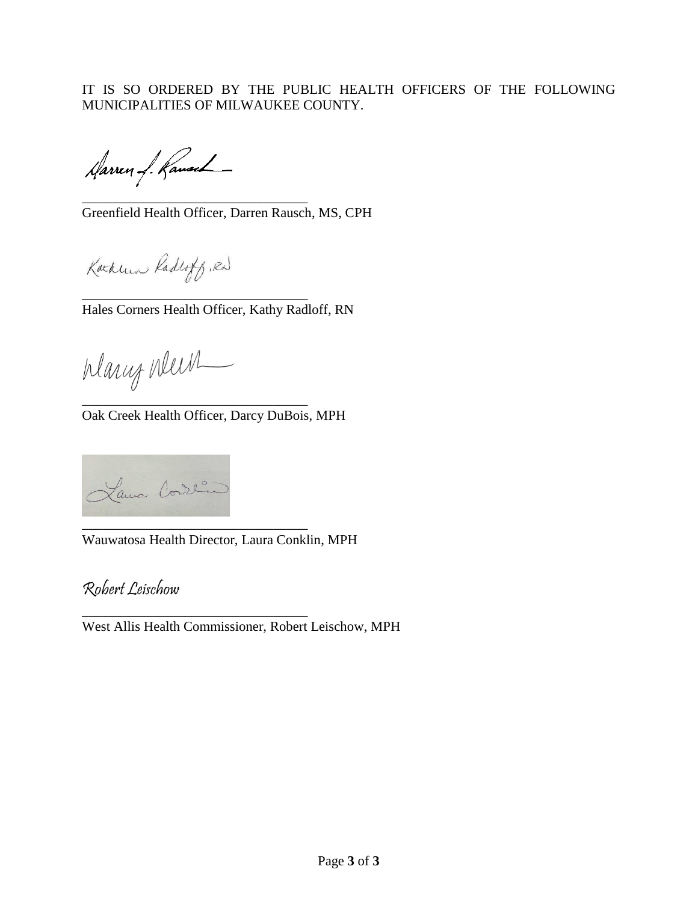IT IS SO ORDERED BY THE PUBLIC HEALTH OFFICERS OF THE FOLLOWING MUNICIPALITIES OF MILWAUKEE COUNTY.

_________________________________
Greenfield Health Officer, Darren Rausch, MS, CPH

_________________________________
Hales Corners Health Officer, Kathy Radloff, RN

_________________________________
Oak Creek Health Officer, Darcy DuBois, MPH

_________________________________
Wauwatosa Health Director, Laura Conklin, MPH

Robert Leischow

_________________________________
West Allis Health Commissioner, Robert Leischow, MPH